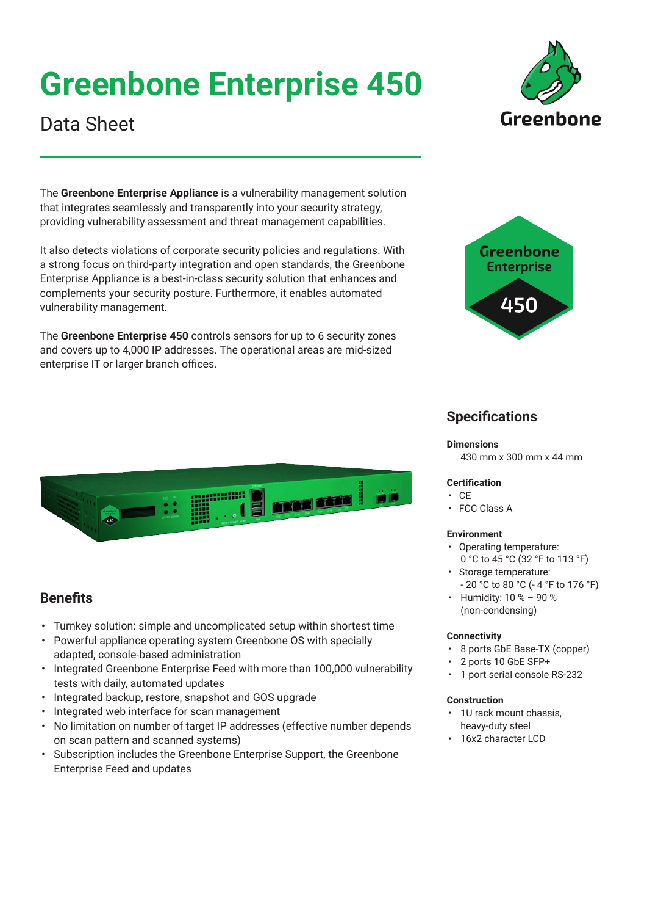# Greenbone Enterprise 450

Data Sheet

The **Greenbone Enterprise Appliance** is a vulnerability management solution that integrates seamlessly and transparently into your security strategy, providing vulnerability assessment and threat management capabilities.

It also detects violations of corporate security policies and regulations. With a strong focus on third-party integration and open standards, the Greenbone Enterprise Appliance is a best-in-class security solution that enhances and complements your security posture. Furthermore, it enables automated vulnerability management.

The **Greenbone Enterprise 450** controls sensors for up to 6 security zones and covers up to 4,000 IP addresses. The operational areas are mid-sized enterprise IT or larger branch offices.

## Benefits

- Turnkey solution: simple and uncomplicated setup within shortest time
- Powerful appliance operating system Greenbone OS with specially adapted, console-based administration
- Integrated Greenbone Enterprise Feed with more than 100,000 vulnerability tests with daily, automated updates
- Integrated backup, restore, snapshot and GOS upgrade
- Integrated web interface for scan management
- No limitation on number of target IP addresses (effective number depends on scan pattern and scanned systems)
- Subscription includes the Greenbone Enterprise Support, the Greenbone Enterprise Feed and updates

## Specifications

**Dimensions**

430 mm x 300 mm x 44 mm

**Certification**

- CE
- FCC Class A

**Environment**

- Operating temperature: 0 °C to 45 °C (32 °F to 113 °F)
- Storage temperature: - 20 °C to 80 °C (- 4 °F to 176 °F)
- Humidity: 10 % – 90 % (non-condensing)

**Connectivity**

- 8 ports GbE Base-TX (copper)
- 2 ports 10 GbE SFP+
- 1 port serial console RS-232

**Construction**

- 1U rack mount chassis, heavy-duty steel
- 16x2 character LCD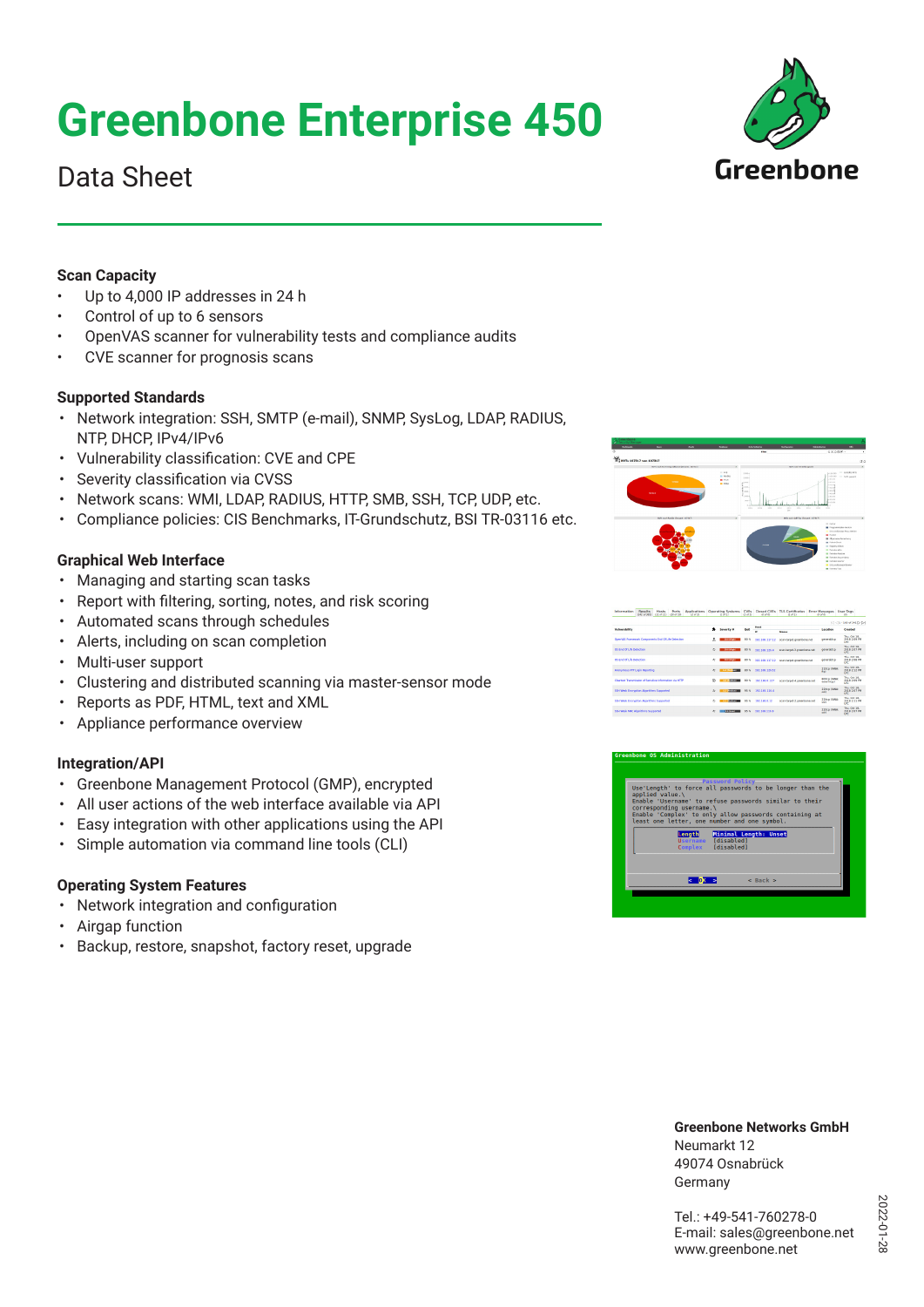# Greenbone Enterprise 450

Data Sheet

Greenbone

### Scan Capacity

- Up to 4,000 IP addresses in 24 h
- Control of up to 6 sensors
- OpenVAS scanner for vulnerability tests and compliance audits
- CVE scanner for prognosis scans

### Supported Standards

- Network integration: SSH, SMTP (e-mail), SNMP, SysLog, LDAP, RADIUS, NTP, DHCP, IPv4/IPv6
- Vulnerability classification: CVE and CPE
- Severity classification via CVSS
- Network scans: WMI, LDAP, RADIUS, HTTP, SMB, SSH, TCP, UDP, etc.
- Compliance policies: CIS Benchmarks, IT-Grundschutz, BSI TR-03116 etc.

### Graphical Web Interface

- Managing and starting scan tasks
- Report with filtering, sorting, notes, and risk scoring
- Automated scans through schedules
- Alerts, including on scan completion
- Multi-user support
- Clustering and distributed scanning via master-sensor mode
- Reports as PDF, HTML, text and XML
- Appliance performance overview

### Integration/API

- Greenbone Management Protocol (GMP), encrypted
- All user actions of the web interface available via API
- Easy integration with other applications using the API
- Simple automation via command line tools (CLI)

### Operating System Features

- Network integration and configuration
- Airgap function
- Backup, restore, snapshot, factory reset, upgrade

**Greenbone Networks GmbH**
Neumarkt 12
49074 Osnabrück
Germany

Tel.: +49-541-760278-0
E-mail: sales@greenbone.net
www.greenbone.net

2022-01-28